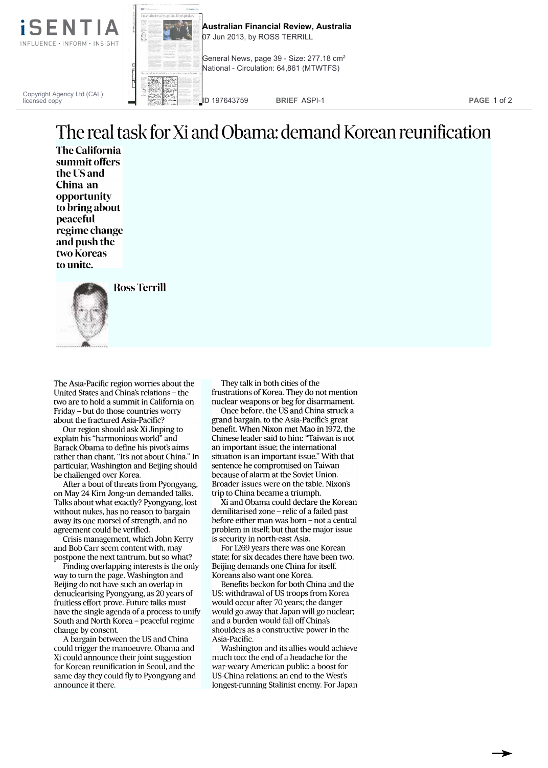# The real task for Xi and Obama: demand Korean reunification

**The California summit offers the US and China an opportunity to bring about peaceful regime change and push the two Koreas to unite.**

**Ross Terrill**

The Asia-Pacific region worries about the United States and China's relations – the two are to hold a summit in California on Friday – but do those countries worry about the fractured Asia-Pacific?

Our region should ask Xi Jinping to explain his "harmonious world" and Barack Obama to define his pivot's aims rather than chant, "It's not about China." In particular, Washington and Beijing should be challenged over Korea.

After a bout of threats from Pyongyang, on May 24 Kim Jong-un demanded talks. Talks about what exactly? Pyongyang, lost without nukes, has no reason to bargain away its one morsel of strength, and no agreement could be verified.

Crisis management, which John Kerry and Bob Carr seem content with, may postpone the next tantrum, but so what?

Finding overlapping interests is the only way to turn the page. Washington and Beijing do not have such an overlap in denuclearising Pyongyang, as 20 years of fruitless effort prove. Future talks must have the single agenda of a process to unify South and North Korea – peaceful regime change by consent.

A bargain between the US and China could trigger the manoeuvre. Obama and Xi could announce their joint suggestion for Korean reunification in Seoul, and the same day they could fly to Pyongyang and announce it there.

They talk in both cities of the frustrations of Korea. They do not mention nuclear weapons or beg for disarmament.

Once before, the US and China struck a grand bargain, to the Asia-Pacific's great benefit. When Nixon met Mao in 1972, the Chinese leader said to him: "Taiwan is not an important issue; the international situation is an important issue." With that sentence he compromised on Taiwan because of alarm at the Soviet Union. Broader issues were on the table. Nixon's trip to China became a triumph.

Xi and Obama could declare the Korean demilitarised zone – relic of a failed past before either man was born – not a central problem in itself; but that the major issue is security in north-east Asia.

For 1269 years there was one Korean state; for six decades there have been two. Beijing demands one China for itself. Koreans also want one Korea.

Benefits beckon for both China and the US: withdrawal of US troops from Korea would occur after 70 years; the danger would go away that Japan will go nuclear; and a burden would fall off China's shoulders as a constructive power in the Asia-Pacific.

Washington and its allies would achieve much too: the end of a headache for the war-weary American public; a boost for US-China relations; an end to the West's longest-running Stalinist enemy. For Japan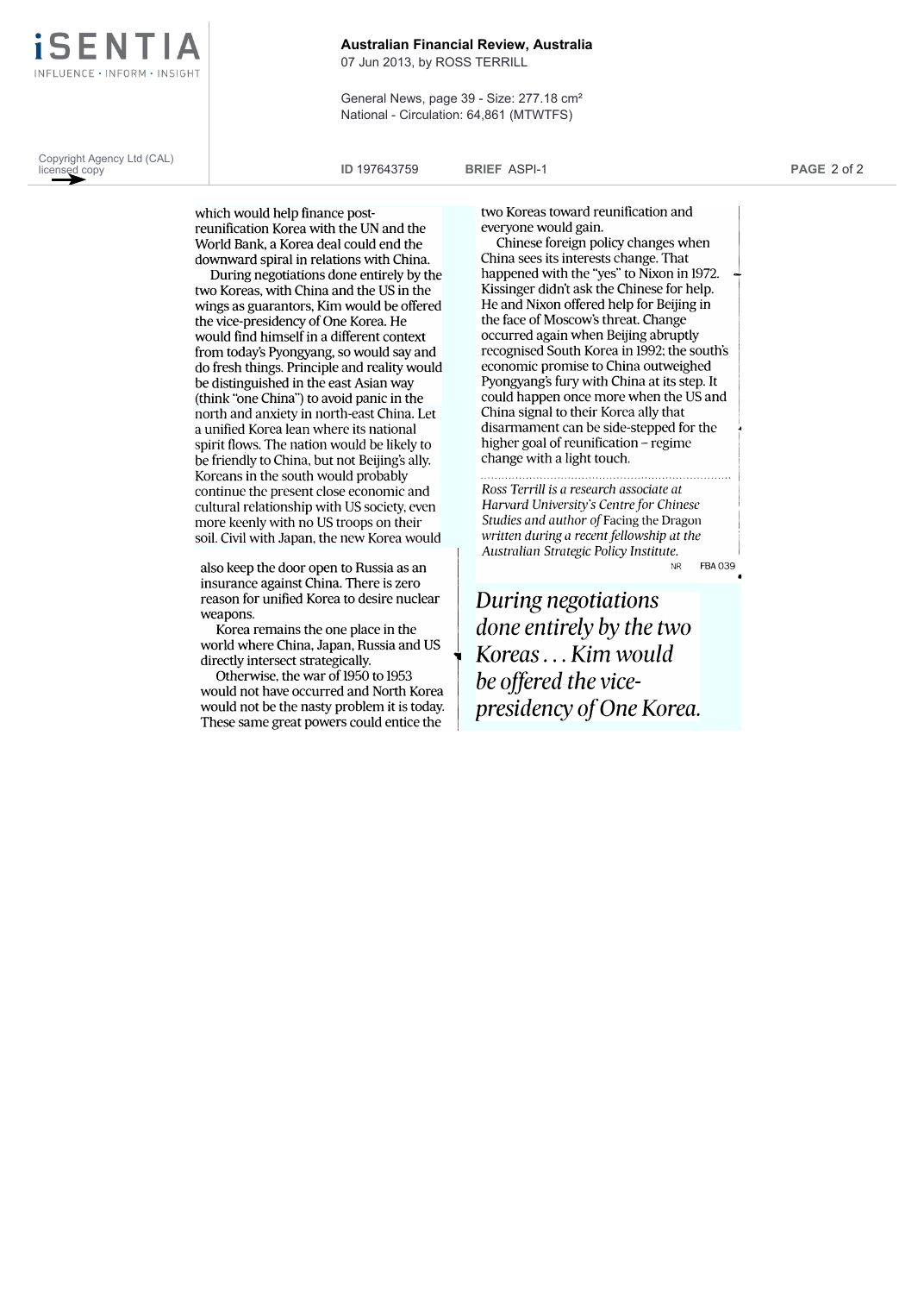which would help finance post-reunification Korea with the UN and the World Bank, a Korea deal could end the downward spiral in relations with China.

During negotiations done entirely by the two Koreas, with China and the US in the wings as guarantors, Kim would be offered the vice-presidency of One Korea. He would find himself in a different context from today's Pyongyang, so would say and do fresh things. Principle and reality would be distinguished in the east Asian way (think "one China") to avoid panic in the north and anxiety in north-east China. Let a unified Korea lean where its national spirit flows. The nation would be likely to be friendly to China, but not Beijing's ally. Koreans in the south would probably continue the present close economic and cultural relationship with US society, even more keenly with no US troops on their soil. Civil with Japan, the new Korea would also keep the door open to Russia as an insurance against China. There is zero reason for unified Korea to desire nuclear weapons.

Korea remains the one place in the world where China, Japan, Russia and US directly intersect strategically.

Otherwise, the war of 1950 to 1953 would not have occurred and North Korea would not be the nasty problem it is today. These same great powers could entice the two Koreas toward reunification and everyone would gain.

Chinese foreign policy changes when China sees its interests change. That happened with the "yes" to Nixon in 1972. Kissinger didn't ask the Chinese for help. He and Nixon offered help for Beijing in the face of Moscow's threat. Change occurred again when Beijing abruptly recognised South Korea in 1992; the south's economic promise to China outweighed Pyongyang's fury with China at its step. It could happen once more when the US and China signal to their Korea ally that disarmament can be side-stepped for the higher goal of reunification – regime change with a light touch.

*Ross Terrill is a research associate at Harvard University's Centre for Chinese Studies and author of* Facing the Dragon *written during a recent fellowship at the Australian Strategic Policy Institute.*

NR FBA 039

> *During negotiations done entirely by the two Koreas . . . Kim would be offered the vice-presidency of One Korea.*